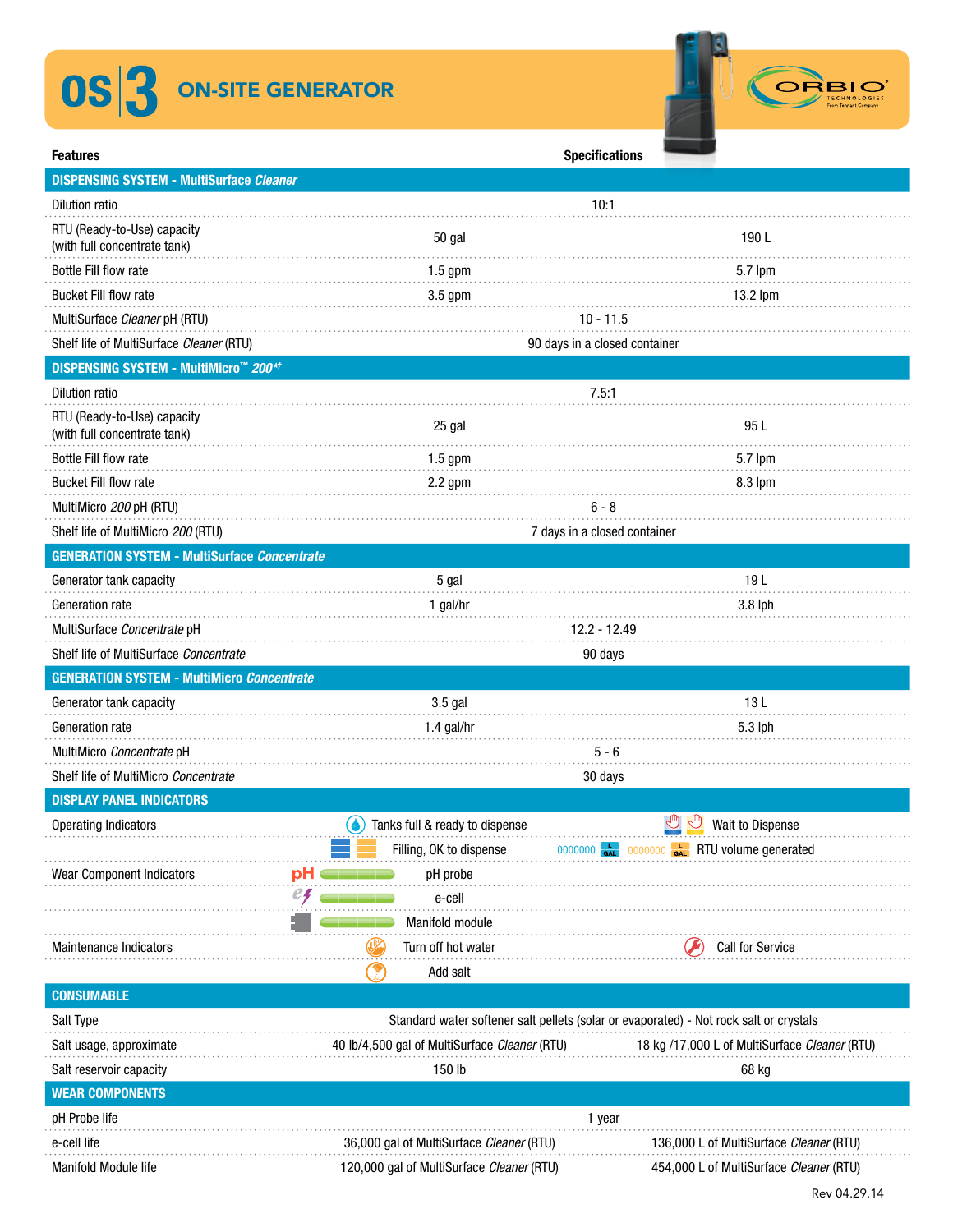# OS 3 ON-SITE GENERATOR

| Features | Specifications | |
|---|---|---|
| **DISPENSING SYSTEM - MultiSurface *Cleaner*** | | |
| Dilution ratio | 10:1 | |
| RTU (Ready-to-Use) capacity (with full concentrate tank) | 50 gal | 190 L |
| Bottle Fill flow rate | 1.5 gpm | 5.7 lpm |
| Bucket Fill flow rate | 3.5 gpm | 13.2 lpm |
| MultiSurface *Cleaner* pH (RTU) | 10 - 11.5 | |
| Shelf life of MultiSurface *Cleaner* (RTU) | 90 days in a closed container | |
| **DISPENSING SYSTEM - MultiMicro™ *200**†*** | | |
| Dilution ratio | 7.5:1 | |
| RTU (Ready-to-Use) capacity (with full concentrate tank) | 25 gal | 95 L |
| Bottle Fill flow rate | 1.5 gpm | 5.7 lpm |
| Bucket Fill flow rate | 2.2 gpm | 8.3 lpm |
| MultiMicro *200* pH (RTU) | 6 - 8 | |
| Shelf life of MultiMicro *200* (RTU) | 7 days in a closed container | |
| **GENERATION SYSTEM - MultiSurface *Concentrate*** | | |
| Generator tank capacity | 5 gal | 19 L |
| Generation rate | 1 gal/hr | 3.8 lph |
| MultiSurface *Concentrate* pH | 12.2 - 12.49 | |
| Shelf life of MultiSurface *Concentrate* | 90 days | |
| **GENERATION SYSTEM - MultiMicro *Concentrate*** | | |
| Generator tank capacity | 3.5 gal | 13 L |
| Generation rate | 1.4 gal/hr | 5.3 lph |
| MultiMicro *Concentrate* pH | 5 - 6 | |
| Shelf life of MultiMicro *Concentrate* | 30 days | |
| **DISPLAY PANEL INDICATORS** | | |
| Operating Indicators | Tanks full & ready to dispense | Wait to Dispense |
| | Filling, OK to dispense | 0000000 L GAL 0000000 L GAL RTU volume generated |
| Wear Component Indicators | pH probe | |
| | e-cell | |
| | Manifold module | |
| Maintenance Indicators | Turn off hot water | Call for Service |
| | Add salt | |
| **CONSUMABLE** | | |
| Salt Type | Standard water softener salt pellets (solar or evaporated) - Not rock salt or crystals | |
| Salt usage, approximate | 40 lb/4,500 gal of MultiSurface *Cleaner* (RTU) | 18 kg /17,000 L of MultiSurface *Cleaner* (RTU) |
| Salt reservoir capacity | 150 lb | 68 kg |
| **WEAR COMPONENTS** | | |
| pH Probe life | 1 year | |
| e-cell life | 36,000 gal of MultiSurface *Cleaner* (RTU) | 136,000 L of MultiSurface *Cleaner* (RTU) |
| Manifold Module life | 120,000 gal of MultiSurface *Cleaner* (RTU) | 454,000 L of MultiSurface *Cleaner* (RTU) |

Rev 04.29.14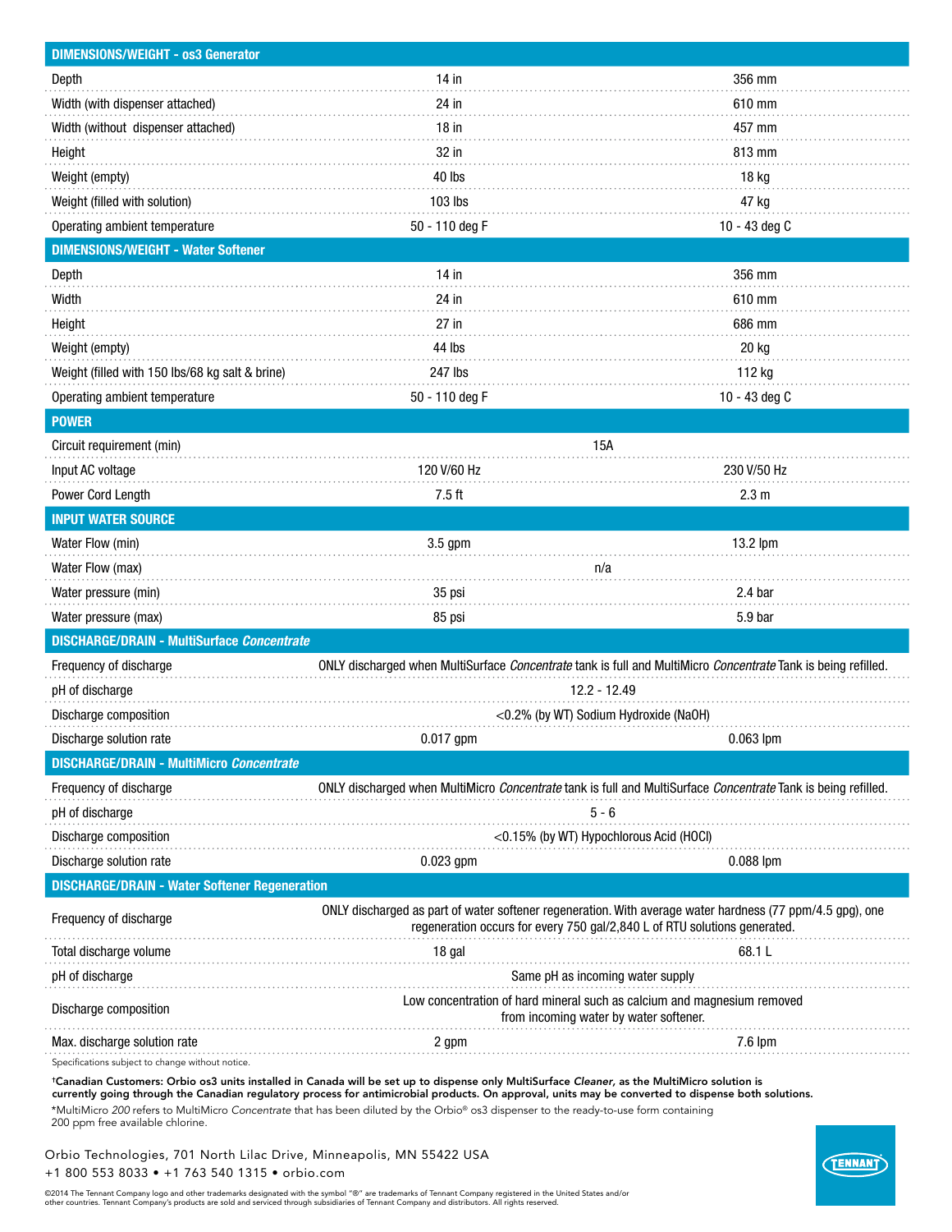| DIMENSIONS/WEIGHT - os3 Generator | | |
|---|---|---|
| Depth | 14 in | 356 mm |
| Width (with dispenser attached) | 24 in | 610 mm |
| Width (without dispenser attached) | 18 in | 457 mm |
| Height | 32 in | 813 mm |
| Weight (empty) | 40 lbs | 18 kg |
| Weight (filled with solution) | 103 lbs | 47 kg |
| Operating ambient temperature | 50 - 110 deg F | 10 - 43 deg C |
| **DIMENSIONS/WEIGHT - Water Softener** | | |
| Depth | 14 in | 356 mm |
| Width | 24 in | 610 mm |
| Height | 27 in | 686 mm |
| Weight (empty) | 44 lbs | 20 kg |
| Weight (filled with 150 lbs/68 kg salt & brine) | 247 lbs | 112 kg |
| Operating ambient temperature | 50 - 110 deg F | 10 - 43 deg C |
| **POWER** | | |
| Circuit requirement (min) | 15A | |
| Input AC voltage | 120 V/60 Hz | 230 V/50 Hz |
| Power Cord Length | 7.5 ft | 2.3 m |
| **INPUT WATER SOURCE** | | |
| Water Flow (min) | 3.5 gpm | 13.2 lpm |
| Water Flow (max) | n/a | |
| Water pressure (min) | 35 psi | 2.4 bar |
| Water pressure (max) | 85 psi | 5.9 bar |
| **DISCHARGE/DRAIN - MultiSurface *Concentrate*** | | |
| Frequency of discharge | ONLY discharged when MultiSurface *Concentrate* tank is full and MultiMicro *Concentrate* Tank is being refilled. | |
| pH of discharge | 12.2 - 12.49 | |
| Discharge composition | <0.2% (by WT) Sodium Hydroxide (NaOH) | |
| Discharge solution rate | 0.017 gpm | 0.063 lpm |
| **DISCHARGE/DRAIN - MultiMicro *Concentrate*** | | |
| Frequency of discharge | ONLY discharged when MultiMicro *Concentrate* tank is full and MultiSurface *Concentrate* Tank is being refilled. | |
| pH of discharge | 5 - 6 | |
| Discharge composition | <0.15% (by WT) Hypochlorous Acid (HOCl) | |
| Discharge solution rate | 0.023 gpm | 0.088 lpm |
| **DISCHARGE/DRAIN - Water Softener Regeneration** | | |
| Frequency of discharge | ONLY discharged as part of water softener regeneration. With average water hardness (77 ppm/4.5 gpg), one regeneration occurs for every 750 gal/2,840 L of RTU solutions generated. | |
| Total discharge volume | 18 gal | 68.1 L |
| pH of discharge | Same pH as incoming water supply | |
| Discharge composition | Low concentration of hard mineral such as calcium and magnesium removed from incoming water by water softener. | |
| Max. discharge solution rate | 2 gpm | 7.6 lpm |

Specifications subject to change without notice.

**†Canadian Customers: Orbio os3 units installed in Canada will be set up to dispense only MultiSurface *Cleaner*, as the MultiMicro solution is currently going through the Canadian regulatory process for antimicrobial products. On approval, units may be converted to dispense both solutions.**

*MultiMicro *200* refers to MultiMicro *Concentrate* that has been diluted by the Orbio® os3 dispenser to the ready-to-use form containing 200 ppm free available chlorine.

Orbio Technologies, 701 North Lilac Drive, Minneapolis, MN 55422 USA
+1 800 553 8033 • +1 763 540 1315 • orbio.com

©2014 The Tennant Company logo and other trademarks designated with the symbol "®" are trademarks of Tennant Company registered in the United States and/or other countries. Tennant Company's products are sold and serviced through subsidiaries of Tennant Company and distributors. All rights reserved.

TENNANT